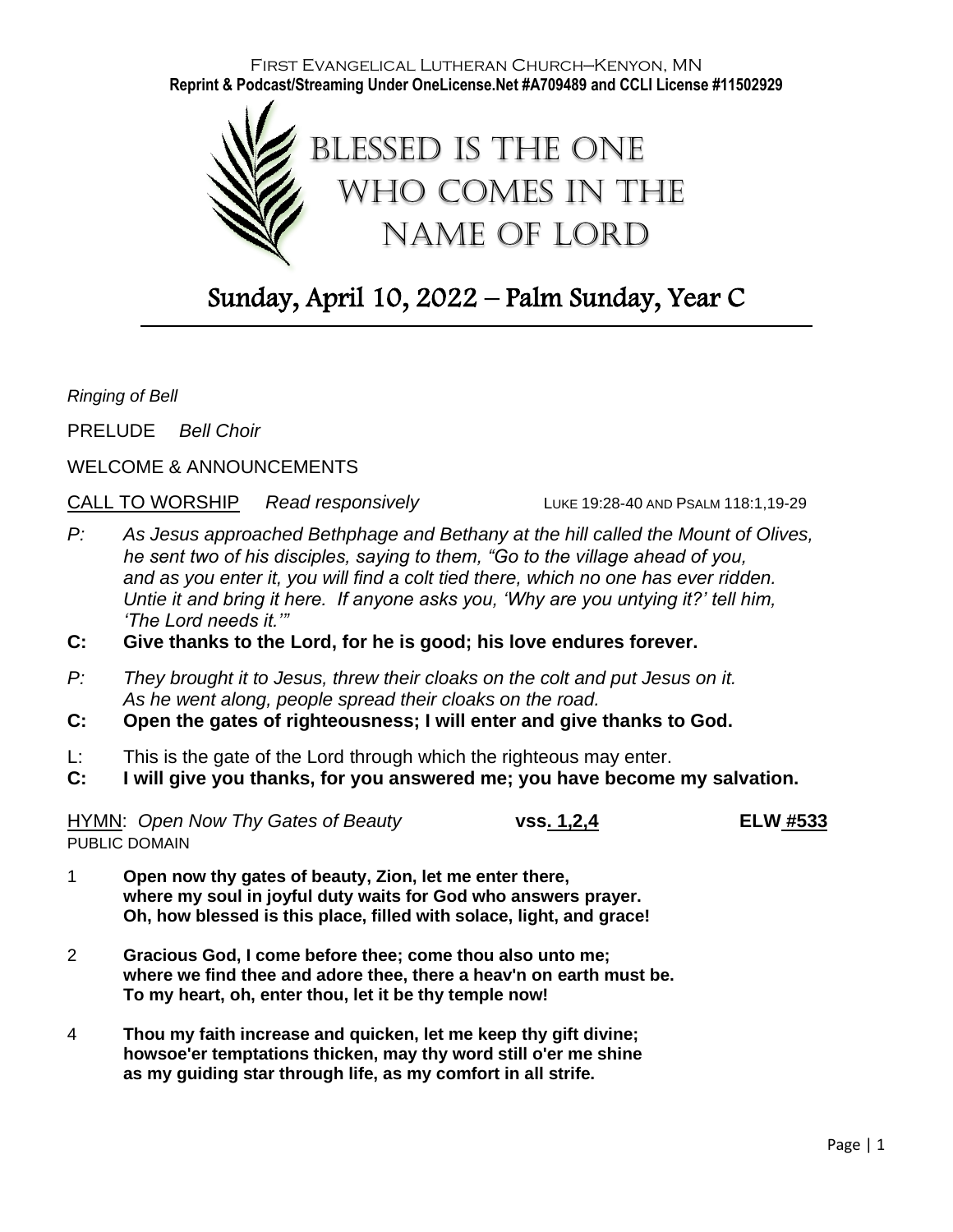First Evangelical Lutheran Church–Kenyon, MN
**Reprint & Podcast/Streaming Under OneLicense.Net #A709489 and CCLI License #11502929**

# Blessed is the One Who Comes in the Name of Lord

## Sunday, April 10, 2022 – Palm Sunday, Year C

*Ringing of Bell*

PRELUDE *Bell Choir*

WELCOME & ANNOUNCEMENTS

CALL TO WORSHIP *Read responsively* LUKE 19:28-40 AND PSALM 118:1,19-29

*P: As Jesus approached Bethphage and Bethany at the hill called the Mount of Olives, he sent two of his disciples, saying to them, "Go to the village ahead of you, and as you enter it, you will find a colt tied there, which no one has ever ridden. Untie it and bring it here. If anyone asks you, 'Why are you untying it?' tell him, 'The Lord needs it.'"*

**C: Give thanks to the Lord, for he is good; his love endures forever.**

*P: They brought it to Jesus, threw their cloaks on the colt and put Jesus on it. As he went along, people spread their cloaks on the road.*

**C: Open the gates of righteousness; I will enter and give thanks to God.**

L: This is the gate of the Lord through which the righteous may enter.

**C: I will give you thanks, for you answered me; you have become my salvation.**

HYMN: *Open Now Thy Gates of Beauty* **vss. 1,2,4** **ELW #533**
PUBLIC DOMAIN

1 **Open now thy gates of beauty, Zion, let me enter there, where my soul in joyful duty waits for God who answers prayer. Oh, how blessed is this place, filled with solace, light, and grace!**

2 **Gracious God, I come before thee; come thou also unto me; where we find thee and adore thee, there a heav'n on earth must be. To my heart, oh, enter thou, let it be thy temple now!**

4 **Thou my faith increase and quicken, let me keep thy gift divine; howsoe'er temptations thicken, may thy word still o'er me shine as my guiding star through life, as my comfort in all strife.**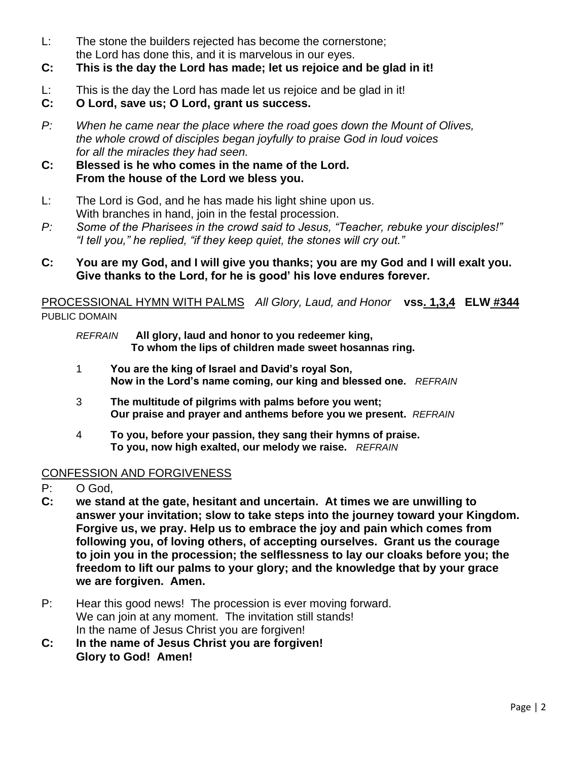L: The stone the builders rejected has become the cornerstone;
the Lord has done this, and it is marvelous in our eyes.

**C: This is the day the Lord has made; let us rejoice and be glad in it!**

L: This is the day the Lord has made let us rejoice and be glad in it!

**C: O Lord, save us; O Lord, grant us success.**

*P: When he came near the place where the road goes down the Mount of Olives, the whole crowd of disciples began joyfully to praise God in loud voices for all the miracles they had seen.*

**C: Blessed is he who comes in the name of the Lord.
From the house of the Lord we bless you.**

L: The Lord is God, and he has made his light shine upon us.
With branches in hand, join in the festal procession.

*P: Some of the Pharisees in the crowd said to Jesus, "Teacher, rebuke your disciples!" "I tell you," he replied, "if they keep quiet, the stones will cry out."*

**C: You are my God, and I will give you thanks; you are my God and I will exalt you.
Give thanks to the Lord, for he is good' his love endures forever.**

PROCESSIONAL HYMN WITH PALMS *All Glory, Laud, and Honor* **vss. 1,3,4 ELW #344**
PUBLIC DOMAIN

*REFRAIN* **All glory, laud and honor to you redeemer king,
To whom the lips of children made sweet hosannas ring.**

1 **You are the king of Israel and David's royal Son,
Now in the Lord's name coming, our king and blessed one.** *REFRAIN*

3 **The multitude of pilgrims with palms before you went;
Our praise and prayer and anthems before you we present.** *REFRAIN*

4 **To you, before your passion, they sang their hymns of praise.
To you, now high exalted, our melody we raise.** *REFRAIN*

CONFESSION AND FORGIVENESS

P: O God,

**C: we stand at the gate, hesitant and uncertain. At times we are unwilling to answer your invitation; slow to take steps into the journey toward your Kingdom. Forgive us, we pray. Help us to embrace the joy and pain which comes from following you, of loving others, of accepting ourselves. Grant us the courage to join you in the procession; the selflessness to lay our cloaks before you; the freedom to lift our palms to your glory; and the knowledge that by your grace we are forgiven. Amen.**

P: Hear this good news! The procession is ever moving forward.
We can join at any moment. The invitation still stands!
In the name of Jesus Christ you are forgiven!

**C: In the name of Jesus Christ you are forgiven!
Glory to God! Amen!**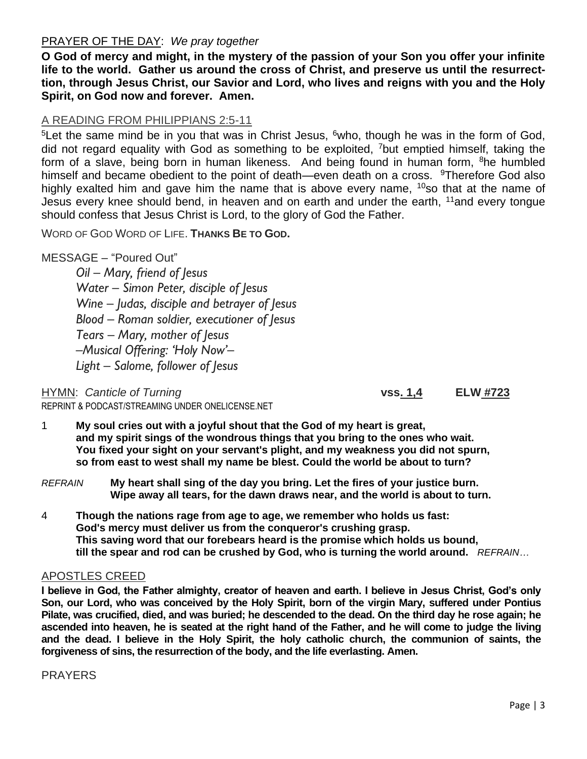PRAYER OF THE DAY: *We pray together*

**O God of mercy and might, in the mystery of the passion of your Son you offer your infinite life to the world. Gather us around the cross of Christ, and preserve us until the resurrection, through Jesus Christ, our Savior and Lord, who lives and reigns with you and the Holy Spirit, on God now and forever. Amen.**

A READING FROM PHILIPPIANS 2:5-11

5Let the same mind be in you that was in Christ Jesus, 6who, though he was in the form of God, did not regard equality with God as something to be exploited, 7but emptied himself, taking the form of a slave, being born in human likeness. And being found in human form, 8he humbled himself and became obedient to the point of death—even death on a cross. 9Therefore God also highly exalted him and gave him the name that is above every name, 10so that at the name of Jesus every knee should bend, in heaven and on earth and under the earth, 11and every tongue should confess that Jesus Christ is Lord, to the glory of God the Father.

WORD OF GOD WORD OF LIFE. **THANKS BE TO GOD.**

MESSAGE – "Poured Out"

*Oil – Mary, friend of Jesus*
*Water – Simon Peter, disciple of Jesus*
*Wine – Judas, disciple and betrayer of Jesus*
*Blood – Roman soldier, executioner of Jesus*
*Tears – Mary, mother of Jesus*
*–Musical Offering: 'Holy Now'–*
*Light – Salome, follower of Jesus*

HYMN: *Canticle of Turning* **vss. 1,4** **ELW #723**
REPRINT & PODCAST/STREAMING UNDER ONELICENSE.NET

1 **My soul cries out with a joyful shout that the God of my heart is great, and my spirit sings of the wondrous things that you bring to the ones who wait. You fixed your sight on your servant's plight, and my weakness you did not spurn, so from east to west shall my name be blest. Could the world be about to turn?**

*REFRAIN* **My heart shall sing of the day you bring. Let the fires of your justice burn. Wipe away all tears, for the dawn draws near, and the world is about to turn.**

4 **Though the nations rage from age to age, we remember who holds us fast: God's mercy must deliver us from the conqueror's crushing grasp. This saving word that our forebears heard is the promise which holds us bound, till the spear and rod can be crushed by God, who is turning the world around.** *REFRAIN…*

APOSTLES CREED

**I believe in God, the Father almighty, creator of heaven and earth. I believe in Jesus Christ, God's only Son, our Lord, who was conceived by the Holy Spirit, born of the virgin Mary, suffered under Pontius Pilate, was crucified, died, and was buried; he descended to the dead. On the third day he rose again; he ascended into heaven, he is seated at the right hand of the Father, and he will come to judge the living and the dead. I believe in the Holy Spirit, the holy catholic church, the communion of saints, the forgiveness of sins, the resurrection of the body, and the life everlasting. Amen.**

PRAYERS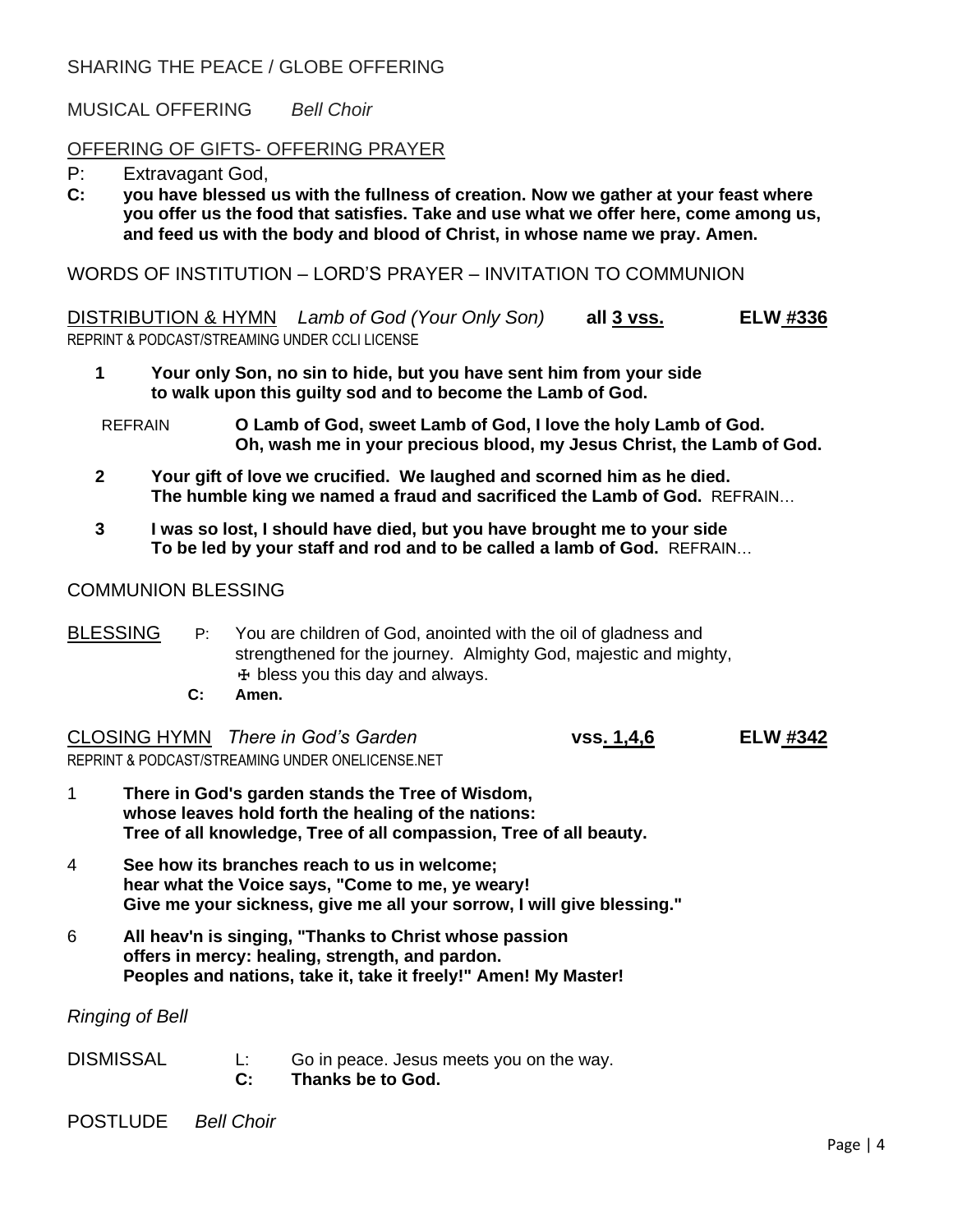SHARING THE PEACE / GLOBE OFFERING

MUSICAL OFFERING *Bell Choir*

OFFERING OF GIFTS- OFFERING PRAYER

P: Extravagant God,
**C: you have blessed us with the fullness of creation. Now we gather at your feast where you offer us the food that satisfies. Take and use what we offer here, come among us, and feed us with the body and blood of Christ, in whose name we pray. Amen.**

WORDS OF INSTITUTION – LORD'S PRAYER – INVITATION TO COMMUNION

DISTRIBUTION & HYMN *Lamb of God (Your Only Son)* **all 3 vss.** **ELW #336**
REPRINT & PODCAST/STREAMING UNDER CCLI LICENSE

**1 Your only Son, no sin to hide, but you have sent him from your side to walk upon this guilty sod and to become the Lamb of God.**

REFRAIN **O Lamb of God, sweet Lamb of God, I love the holy Lamb of God. Oh, wash me in your precious blood, my Jesus Christ, the Lamb of God.**

**2 Your gift of love we crucified. We laughed and scorned him as he died. The humble king we named a fraud and sacrificed the Lamb of God.** REFRAIN…

**3 I was so lost, I should have died, but you have brought me to your side To be led by your staff and rod and to be called a lamb of God.** REFRAIN…

COMMUNION BLESSING

BLESSING P: You are children of God, anointed with the oil of gladness and strengthened for the journey. Almighty God, majestic and mighty, ✠ bless you this day and always.
**C: Amen.**

CLOSING HYMN *There in God's Garden* **vss. 1,4,6** **ELW #342**
REPRINT & PODCAST/STREAMING UNDER ONELICENSE.NET

1 **There in God's garden stands the Tree of Wisdom, whose leaves hold forth the healing of the nations: Tree of all knowledge, Tree of all compassion, Tree of all beauty.**

4 **See how its branches reach to us in welcome; hear what the Voice says, "Come to me, ye weary! Give me your sickness, give me all your sorrow, I will give blessing."**

6 **All heav'n is singing, "Thanks to Christ whose passion offers in mercy: healing, strength, and pardon. Peoples and nations, take it, take it freely!" Amen! My Master!**

*Ringing of Bell*

DISMISSAL L: Go in peace. Jesus meets you on the way.
**C: Thanks be to God.**

POSTLUDE *Bell Choir*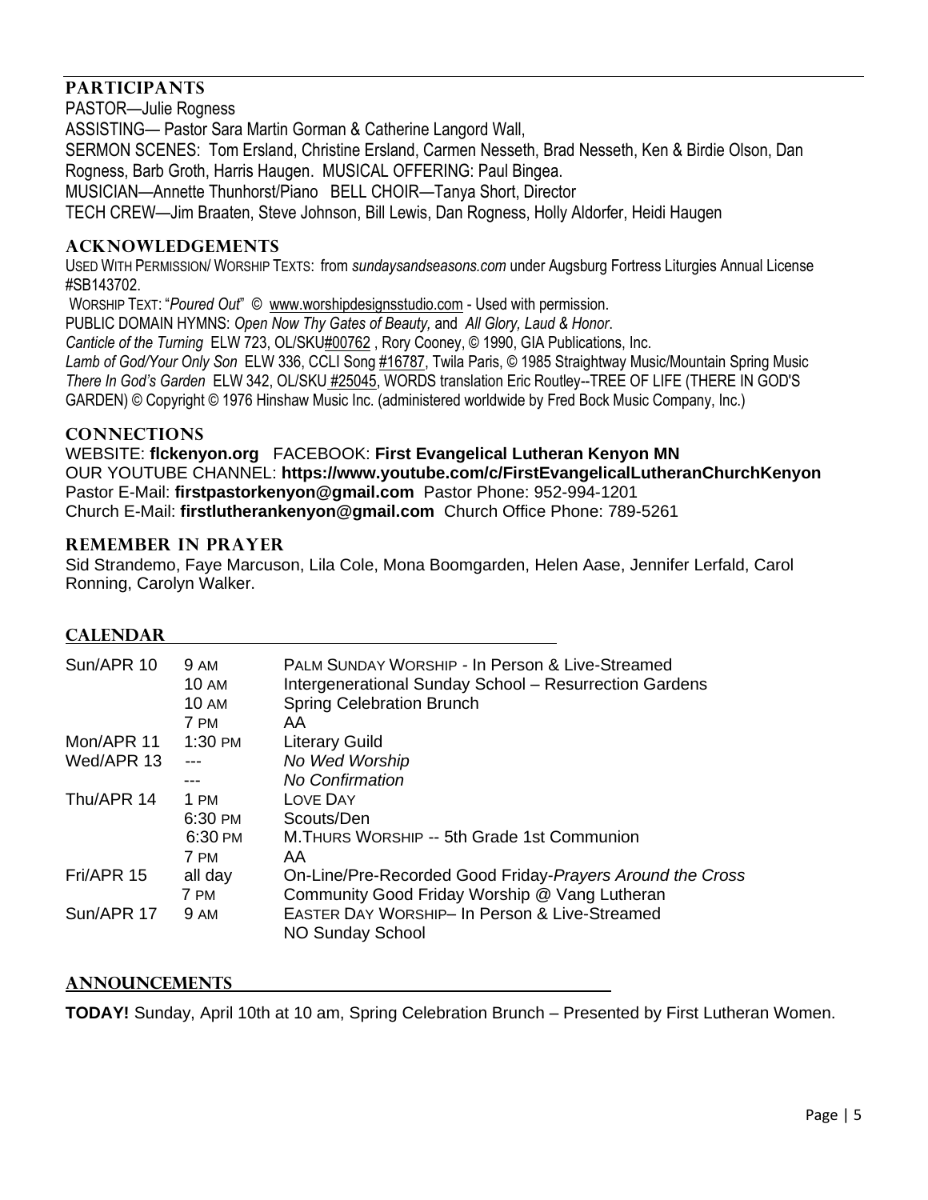## PARTICIPANTS

PASTOR—Julie Rogness

ASSISTING— Pastor Sara Martin Gorman & Catherine Langord Wall,

SERMON SCENES: Tom Ersland, Christine Ersland, Carmen Nesseth, Brad Nesseth, Ken & Birdie Olson, Dan Rogness, Barb Groth, Harris Haugen. MUSICAL OFFERING: Paul Bingea.

MUSICIAN—Annette Thunhorst/Piano BELL CHOIR—Tanya Short, Director

TECH CREW—Jim Braaten, Steve Johnson, Bill Lewis, Dan Rogness, Holly Aldorfer, Heidi Haugen

## ACKNOWLEDGEMENTS

USED WITH PERMISSION/ WORSHIP TEXTS: from *sundaysandseasons.com* under Augsburg Fortress Liturgies Annual License #SB143702.

WORSHIP TEXT: "*Poured Out*" © www.worshipdesignsstudio.com - Used with permission.

PUBLIC DOMAIN HYMNS: *Open Now Thy Gates of Beauty,* and *All Glory, Laud & Honor*.

*Canticle of the Turning* ELW 723, OL/SKU#00762 , Rory Cooney, © 1990, GIA Publications, Inc.

*Lamb of God/Your Only Son* ELW 336, CCLI Song #16787, Twila Paris, © 1985 Straightway Music/Mountain Spring Music

*There In God's Garden* ELW 342, OL/SKU #25045, WORDS translation Eric Routley--TREE OF LIFE (THERE IN GOD'S GARDEN) © Copyright © 1976 Hinshaw Music Inc. (administered worldwide by Fred Bock Music Company, Inc.)

## CONNECTIONS

WEBSITE: **flckenyon.org** FACEBOOK: **First Evangelical Lutheran Kenyon MN**

OUR YOUTUBE CHANNEL: **https://www.youtube.com/c/FirstEvangelicalLutheranChurchKenyon**

Pastor E-Mail: **firstpastorkenyon@gmail.com** Pastor Phone: 952-994-1201

Church E-Mail: **firstlutherankenyon@gmail.com** Church Office Phone: 789-5261

## REMEMBER IN PRAYER

Sid Strandemo, Faye Marcuson, Lila Cole, Mona Boomgarden, Helen Aase, Jennifer Lerfald, Carol Ronning, Carolyn Walker.

## CALENDAR

| | | |
|---|---|---|
| Sun/APR 10 | 9 AM | PALM SUNDAY WORSHIP - In Person & Live-Streamed |
| | 10 AM | Intergenerational Sunday School – Resurrection Gardens |
| | 10 AM | Spring Celebration Brunch |
| | 7 PM | AA |
| Mon/APR 11 | 1:30 PM | Literary Guild |
| Wed/APR 13 | --- | *No Wed Worship* |
| | --- | *No Confirmation* |
| Thu/APR 14 | 1 PM | LOVE DAY |
| | 6:30 PM | Scouts/Den |
| | 6:30 PM | M.THURS WORSHIP -- 5th Grade 1st Communion |
| | 7 PM | AA |
| Fri/APR 15 | all day | On-Line/Pre-Recorded Good Friday-*Prayers Around the Cross* |
| | 7 PM | Community Good Friday Worship @ Vang Lutheran |
| Sun/APR 17 | 9 AM | EASTER DAY WORSHIP– In Person & Live-Streamed |
| | | NO Sunday School |

## ANNOUNCEMENTS

**TODAY!** Sunday, April 10th at 10 am, Spring Celebration Brunch – Presented by First Lutheran Women.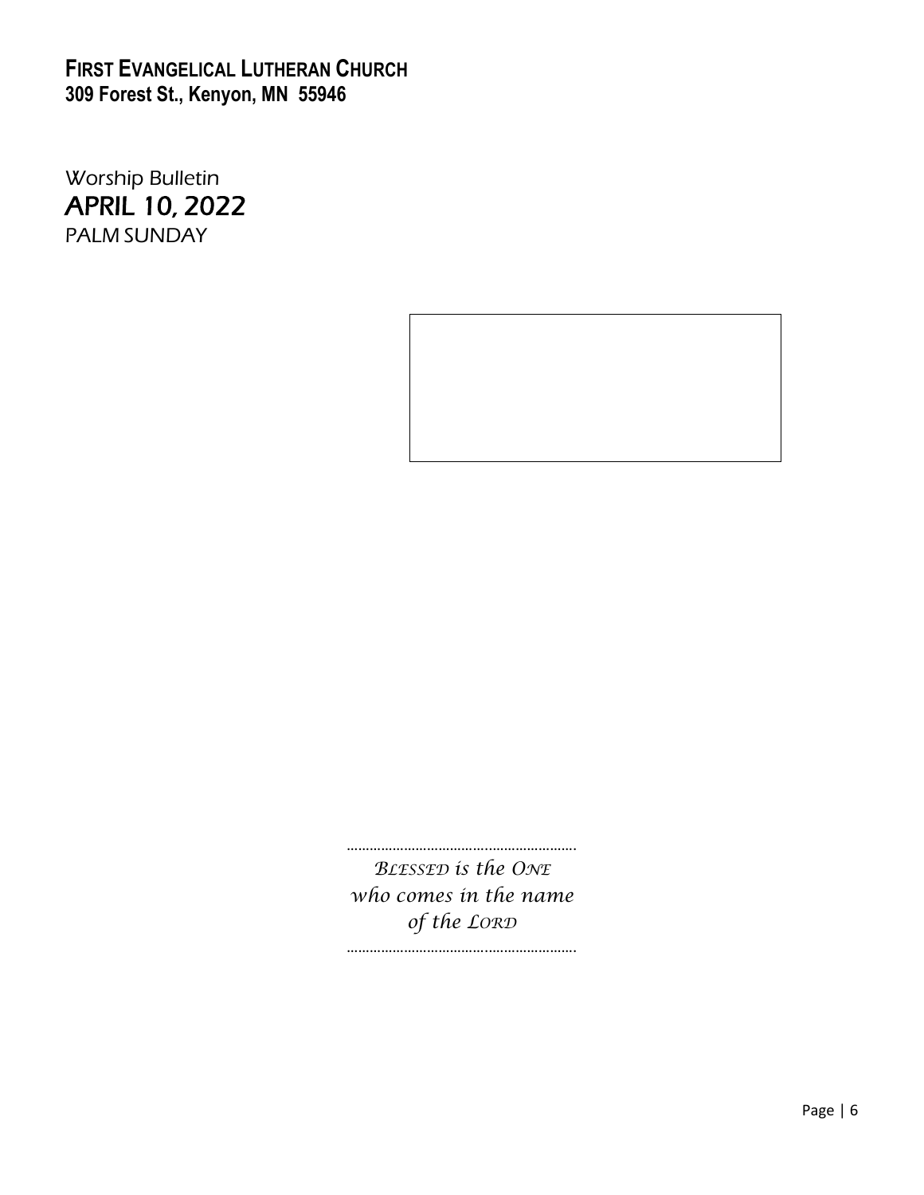**FIRST EVANGELICAL LUTHERAN CHURCH**
**309 Forest St., Kenyon, MN 55946**

Worship Bulletin

APRIL 10, 2022

PALM SUNDAY

*BLESSED is the ONE*
*who comes in the name*
*of the LORD*